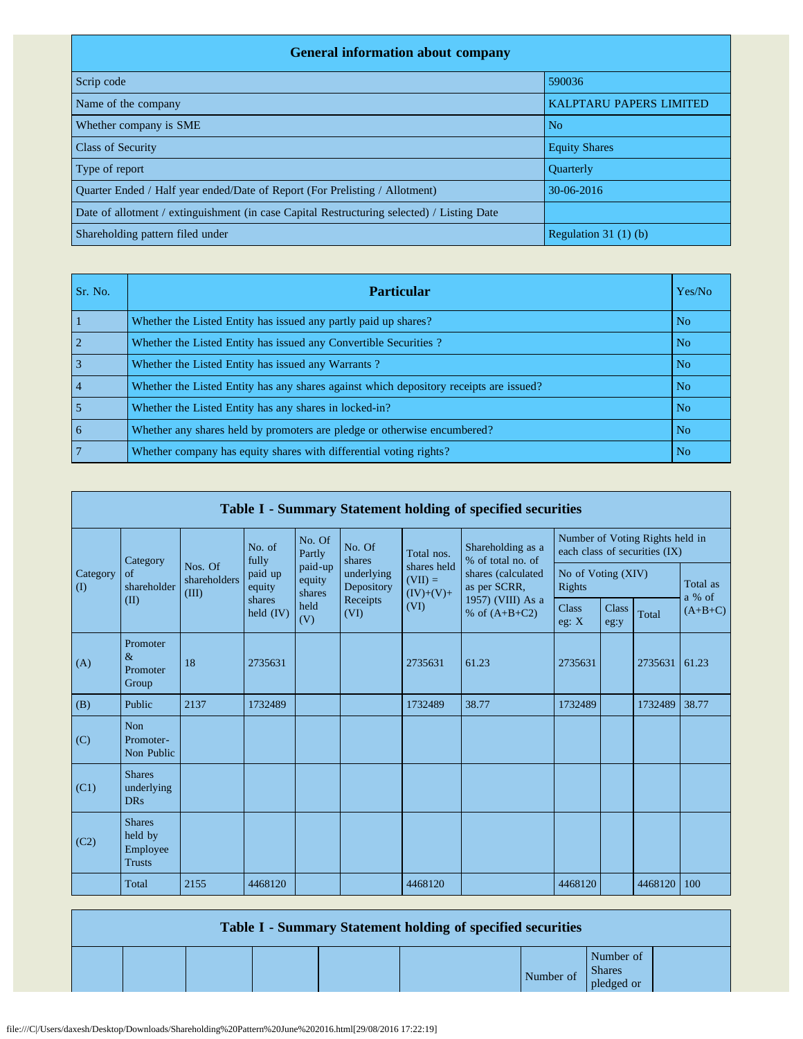| General information about company | |
|---|---|
| Scrip code | 590036 |
| Name of the company | KALPTARU PAPERS LIMITED |
| Whether company is SME | No |
| Class of Security | Equity Shares |
| Type of report | Quarterly |
| Quarter Ended / Half year ended/Date of Report (For Prelisting / Allotment) | 30-06-2016 |
| Date of allotment / extinguishment (in case Capital Restructuring selected) / Listing Date | |
| Shareholding pattern filed under | Regulation 31 (1) (b) |

| Sr. No. | Particular | Yes/No |
|---|---|---|
| 1 | Whether the Listed Entity has issued any partly paid up shares? | No |
| 2 | Whether the Listed Entity has issued any Convertible Securities ? | No |
| 3 | Whether the Listed Entity has issued any Warrants ? | No |
| 4 | Whether the Listed Entity has any shares against which depository receipts are issued? | No |
| 5 | Whether the Listed Entity has any shares in locked-in? | No |
| 6 | Whether any shares held by promoters are pledge or otherwise encumbered? | No |
| 7 | Whether company has equity shares with differential voting rights? | No |

**Table I - Summary Statement holding of specified securities**

| Category (I) | Category of shareholder (II) | Nos. Of shareholders (III) | No. of fully paid up equity shares held (IV) | No. Of Partly paid-up equity shares held (V) | No. Of shares underlying Depository Receipts (VI) | Total nos. shares held (VII) = (IV)+(V)+ (VI) | Shareholding as a % of total no. of shares (calculated as per SCRR, 1957) (VIII) As a % of (A+B+C2) | Number of Voting Rights held in each class of securities (IX) | | | |
|---|---|---|---|---|---|---|---|---|---|---|---|
| | | | | | | | | No of Voting (XIV) Rights | | | Total as a % of (A+B+C) |
| | | | | | | | | Class eg: X | Class eg:y | Total | |
| (A) | Promoter & Promoter Group | 18 | 2735631 | | | 2735631 | 61.23 | 2735631 | | 2735631 | 61.23 |
| (B) | Public | 2137 | 1732489 | | | 1732489 | 38.77 | 1732489 | | 1732489 | 38.77 |
| (C) | Non Promoter- Non Public | | | | | | | | | | |
| (C1) | Shares underlying DRs | | | | | | | | | | |
| (C2) | Shares held by Employee Trusts | | | | | | | | | | |
| | Total | 2155 | 4468120 | | | 4468120 | | 4468120 | | 4468120 | 100 |

**Table I - Summary Statement holding of specified securities**

| | | | | | | Number of | Number of Shares pledged or | |
|---|---|---|---|---|---|---|---|---|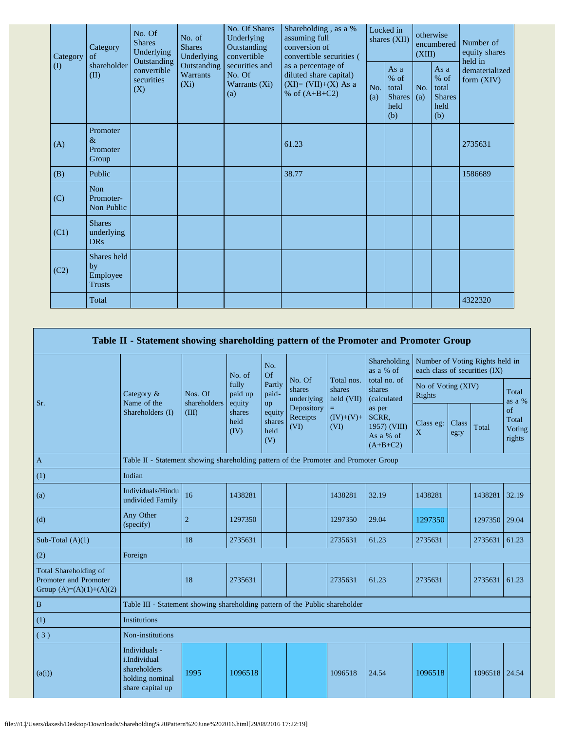| Category (I) | Category of shareholder (II) | No. Of Shares Underlying Outstanding convertible securities (X) | No. of Shares Underlying Outstanding Warrants (Xi) | No. Of Shares Underlying Outstanding convertible securities and No. Of Warrants (Xi) (a) | Shareholding , as a % assuming full conversion of convertible securities ( as a percentage of diluted share capital) (XI)= (VII)+(X) As a % of (A+B+C2) | Locked in shares (XII) | | otherwise encumbered (XIII) | | Number of equity shares held in dematerialized form (XIV) |
|---|---|---|---|---|---|---|---|---|---|---|
| | | | | | | No. (a) | As a % of total Shares held (b) | No. (a) | As a % of total Shares held (b) | |
| (A) | Promoter & Promoter Group | | | | 61.23 | | | | | 2735631 |
| (B) | Public | | | | 38.77 | | | | | 1586689 |
| (C) | Non Promoter- Non Public | | | | | | | | | |
| (C1) | Shares underlying DRs | | | | | | | | | |
| (C2) | Shares held by Employee Trusts | | | | | | | | | |
| | Total | | | | | | | | | 4322320 |

## Table II - Statement showing shareholding pattern of the Promoter and Promoter Group

| Sr. | Category & Name of the Shareholders (I) | Nos. Of shareholders (III) | No. of fully paid up equity shares held (IV) | No. Of Partly paid-up equity shares held (V) | No. Of shares underlying Depository Receipts (VI) | Total nos. shares held (VII) = (IV)+(V)+ (VI) | Shareholding as a % of total no. of shares (calculated as per SCRR, 1957) (VIII) As a % of (A+B+C2) | Number of Voting Rights held in each class of securities (IX) | | | |
|---|---|---|---|---|---|---|---|---|---|---|---|
| | | | | | | | | No of Voting (XIV) Rights | | | Total as a % of Total Voting rights |
| | | | | | | | | Class eg: X | Class eg:y | Total | |
| A | Table II - Statement showing shareholding pattern of the Promoter and Promoter Group | | | | | | | | | | |
| (1) | Indian | | | | | | | | | | |
| (a) | Individuals/Hindu undivided Family | 16 | 1438281 | | | 1438281 | 32.19 | 1438281 | | 1438281 | 32.19 |
| (d) | Any Other (specify) | 2 | 1297350 | | | 1297350 | 29.04 | 1297350 | | 1297350 | 29.04 |
| Sub-Total (A)(1) | | 18 | 2735631 | | | 2735631 | 61.23 | 2735631 | | 2735631 | 61.23 |
| (2) | Foreign | | | | | | | | | | |
| Total Shareholding of Promoter and Promoter Group (A)=(A)(1)+(A)(2) | | 18 | 2735631 | | | 2735631 | 61.23 | 2735631 | | 2735631 | 61.23 |
| B | Table III - Statement showing shareholding pattern of the Public shareholder | | | | | | | | | | |
| (1) | Institutions | | | | | | | | | | |
| ( 3 ) | Non-institutions | | | | | | | | | | |
| (a(i)) | Individuals - i.Individual shareholders holding nominal share capital up | 1995 | 1096518 | | | 1096518 | 24.54 | 1096518 | | 1096518 | 24.54 |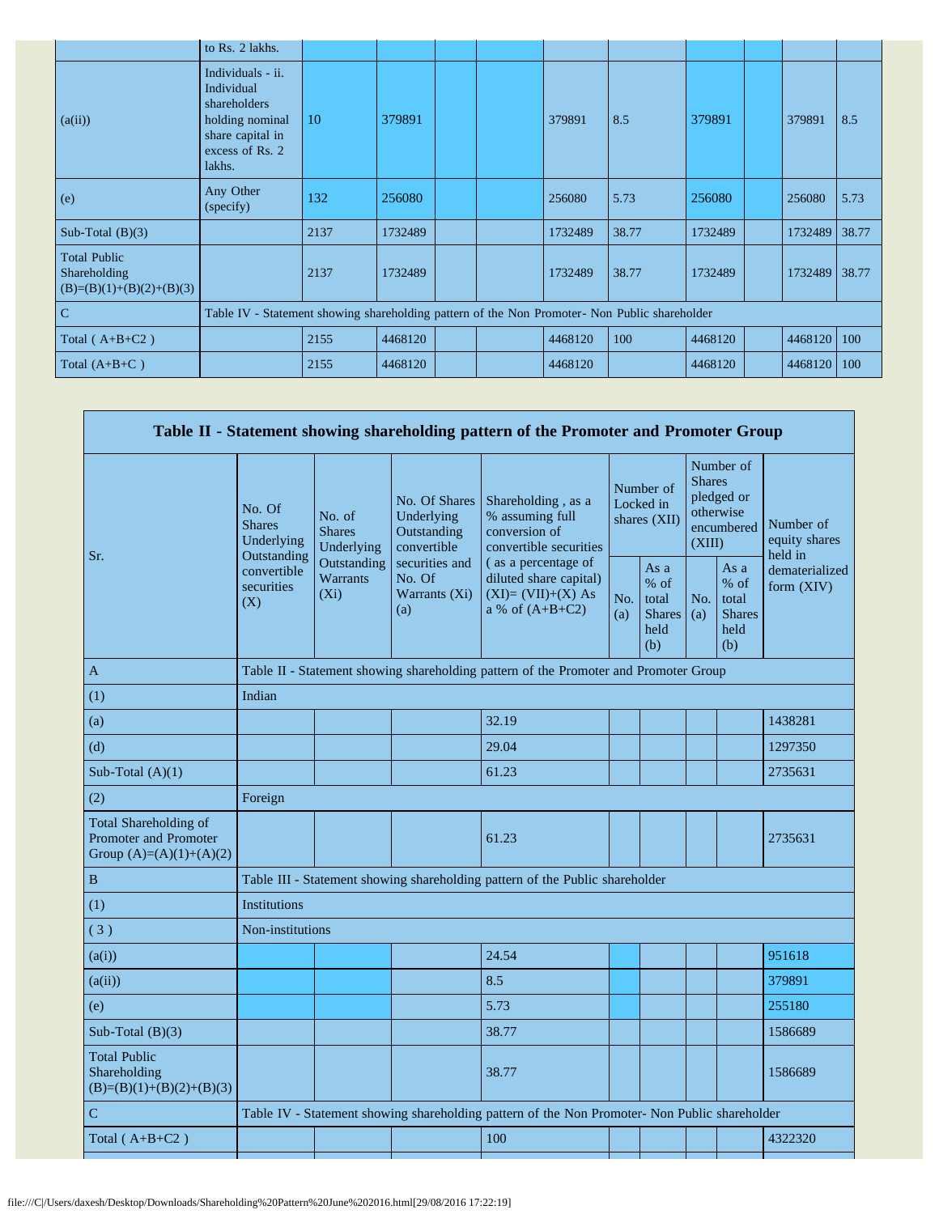| | to Rs. 2 lakhs. | | | | | | | | | | |
|---|---|---|---|---|---|---|---|---|---|---|---|
| (a(ii)) | Individuals - ii. Individual shareholders holding nominal share capital in excess of Rs. 2 lakhs. | 10 | 379891 | | | 379891 | 8.5 | 379891 | | 379891 | 8.5 |
| (e) | Any Other (specify) | 132 | 256080 | | | 256080 | 5.73 | 256080 | | 256080 | 5.73 |
| Sub-Total (B)(3) | | 2137 | 1732489 | | | 1732489 | 38.77 | 1732489 | | 1732489 | 38.77 |
| Total Public Shareholding (B)=(B)(1)+(B)(2)+(B)(3) | | 2137 | 1732489 | | | 1732489 | 38.77 | 1732489 | | 1732489 | 38.77 |
| C | Table IV - Statement showing shareholding pattern of the Non Promoter- Non Public shareholder | | | | | | | | | | |
| Total ( A+B+C2 ) | | 2155 | 4468120 | | | 4468120 | 100 | 4468120 | | 4468120 | 100 |
| Total (A+B+C ) | | 2155 | 4468120 | | | 4468120 | | 4468120 | | 4468120 | 100 |

| Table II - Statement showing shareholding pattern of the Promoter and Promoter Group | | | | | | | | | |
|---|---|---|---|---|---|---|---|---|---|
| Sr. | No. Of Shares Underlying Outstanding convertible securities (X) | No. of Shares Underlying Outstanding Warrants (Xi) | No. Of Shares Underlying Outstanding convertible securities and No. Of Warrants (Xi) (a) | Shareholding , as a % assuming full conversion of convertible securities ( as a percentage of diluted share capital) (XI)= (VII)+(X) As a % of (A+B+C2) | Number of Locked in shares (XII) | | Number of Shares pledged or otherwise encumbered (XIII) | | Number of equity shares held in dematerialized form (XIV) |
| | | | | | No. (a) | As a % of total Shares held (b) | No. (a) | As a % of total Shares held (b) | |
| A | Table II - Statement showing shareholding pattern of the Promoter and Promoter Group | | | | | | | | |
| (1) | Indian | | | | | | | | |
| (a) | | | | 32.19 | | | | | 1438281 |
| (d) | | | | 29.04 | | | | | 1297350 |
| Sub-Total (A)(1) | | | | 61.23 | | | | | 2735631 |
| (2) | Foreign | | | | | | | | |
| Total Shareholding of Promoter and Promoter Group (A)=(A)(1)+(A)(2) | | | | 61.23 | | | | | 2735631 |
| B | Table III - Statement showing shareholding pattern of the Public shareholder | | | | | | | | |
| (1) | Institutions | | | | | | | | |
| ( 3 ) | Non-institutions | | | | | | | | |
| (a(i)) | | | | 24.54 | | | | | 951618 |
| (a(ii)) | | | | 8.5 | | | | | 379891 |
| (e) | | | | 5.73 | | | | | 255180 |
| Sub-Total (B)(3) | | | | 38.77 | | | | | 1586689 |
| Total Public Shareholding (B)=(B)(1)+(B)(2)+(B)(3) | | | | 38.77 | | | | | 1586689 |
| C | Table IV - Statement showing shareholding pattern of the Non Promoter- Non Public shareholder | | | | | | | | |
| Total ( A+B+C2 ) | | | | 100 | | | | | 4322320 |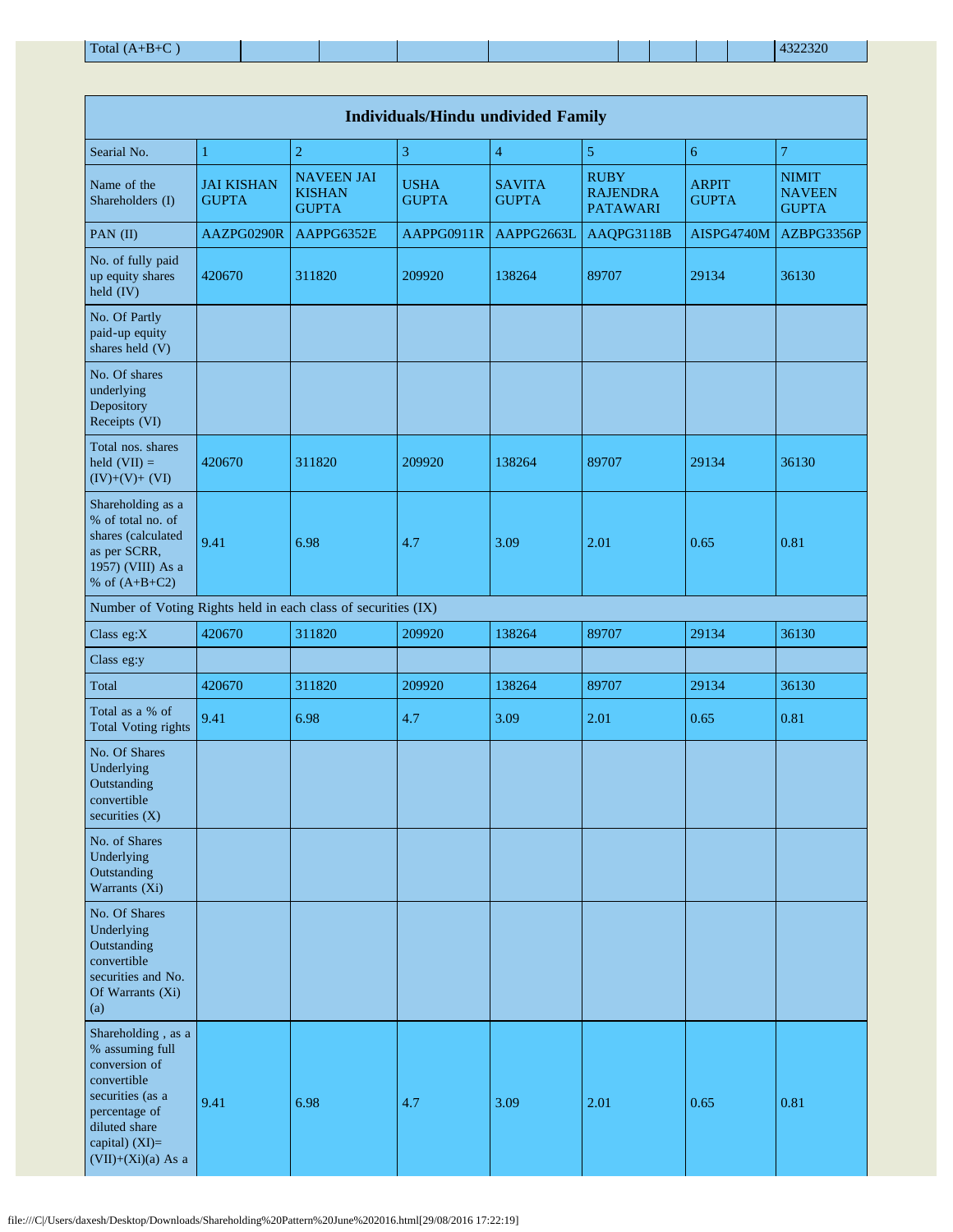| Total (A+B+C ) | | | | | | | | | 4322320 |
|---|---|---|---|---|---|---|---|---|---|

| Individuals/Hindu undivided Family | | | | | | | |
|---|---|---|---|---|---|---|---|
| Searial No. | 1 | 2 | 3 | 4 | 5 | 6 | 7 |
| Name of the Shareholders (I) | JAI KISHAN GUPTA | NAVEEN JAI KISHAN GUPTA | USHA GUPTA | SAVITA GUPTA | RUBY RAJENDRA PATAWARI | ARPIT GUPTA | NIMIT NAVEEN GUPTA |
| PAN (II) | AAZPG0290R | AAPPG6352E | AAPPG0911R | AAPPG2663L | AAQPG3118B | AISPG4740M | AZBPG3356P |
| No. of fully paid up equity shares held (IV) | 420670 | 311820 | 209920 | 138264 | 89707 | 29134 | 36130 |
| No. Of Partly paid-up equity shares held (V) | | | | | | | |
| No. Of shares underlying Depository Receipts (VI) | | | | | | | |
| Total nos. shares held (VII) = (IV)+(V)+ (VI) | 420670 | 311820 | 209920 | 138264 | 89707 | 29134 | 36130 |
| Shareholding as a % of total no. of shares (calculated as per SCRR, 1957) (VIII) As a % of (A+B+C2) | 9.41 | 6.98 | 4.7 | 3.09 | 2.01 | 0.65 | 0.81 |
| Number of Voting Rights held in each class of securities (IX) | | | | | | | |
| Class eg:X | 420670 | 311820 | 209920 | 138264 | 89707 | 29134 | 36130 |
| Class eg:y | | | | | | | |
| Total | 420670 | 311820 | 209920 | 138264 | 89707 | 29134 | 36130 |
| Total as a % of Total Voting rights | 9.41 | 6.98 | 4.7 | 3.09 | 2.01 | 0.65 | 0.81 |
| No. Of Shares Underlying Outstanding convertible securities (X) | | | | | | | |
| No. of Shares Underlying Outstanding Warrants (Xi) | | | | | | | |
| No. Of Shares Underlying Outstanding convertible securities and No. Of Warrants (Xi) (a) | | | | | | | |
| Shareholding , as a % assuming full conversion of convertible securities (as a percentage of diluted share capital) (XI)= (VII)+(Xi)(a) As a | 9.41 | 6.98 | 4.7 | 3.09 | 2.01 | 0.65 | 0.81 |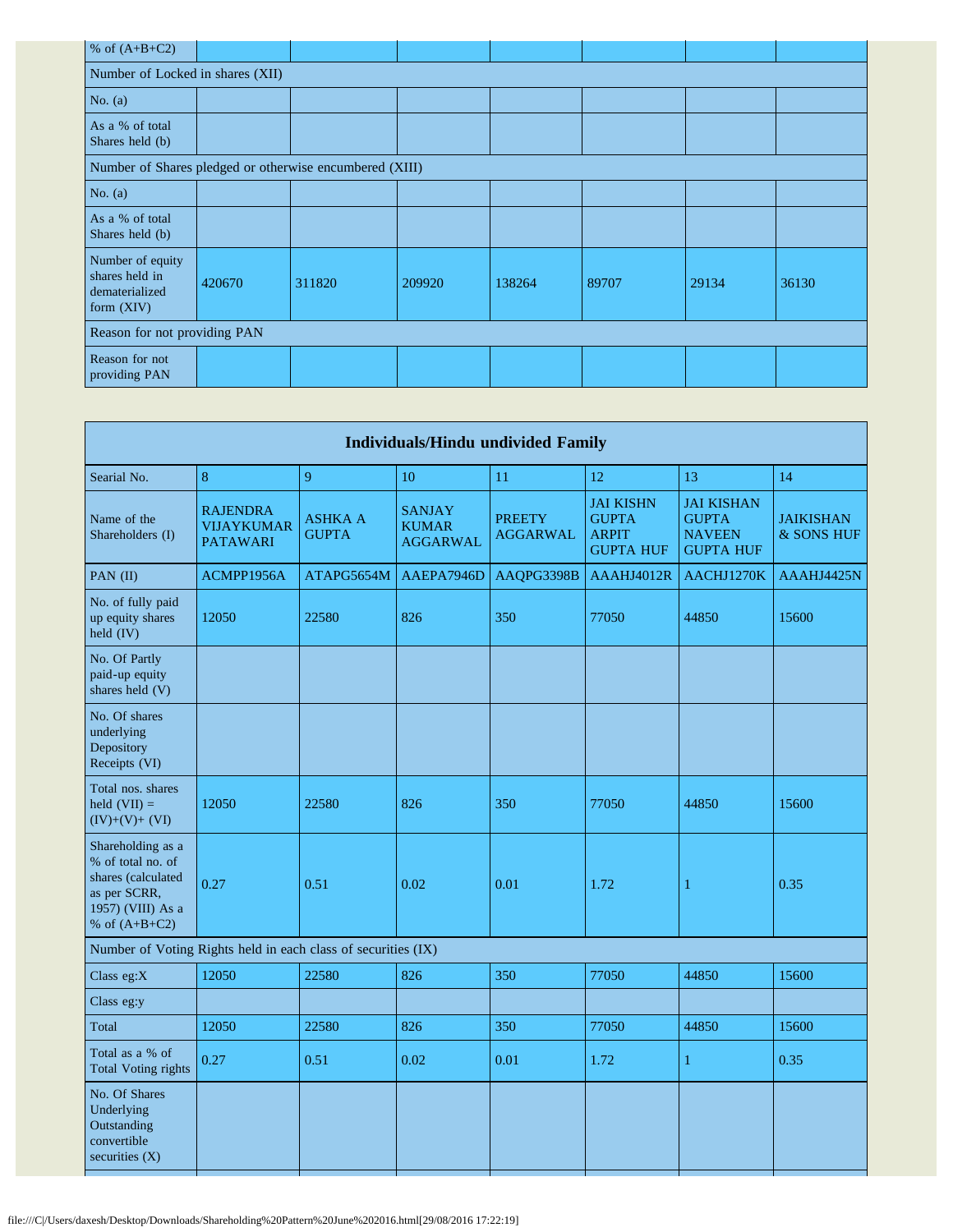| % of (A+B+C2) | | | | | | | |
|---|---|---|---|---|---|---|---|
| Number of Locked in shares (XII) | | | | | | | |
| No. (a) | | | | | | | |
| As a % of total Shares held (b) | | | | | | | |
| Number of Shares pledged or otherwise encumbered (XIII) | | | | | | | |
| No. (a) | | | | | | | |
| As a % of total Shares held (b) | | | | | | | |
| Number of equity shares held in dematerialized form (XIV) | 420670 | 311820 | 209920 | 138264 | 89707 | 29134 | 36130 |
| Reason for not providing PAN | | | | | | | |
| Reason for not providing PAN | | | | | | | |

| Individuals/Hindu undivided Family | | | | | | | |
|---|---|---|---|---|---|---|---|
| Searial No. | 8 | 9 | 10 | 11 | 12 | 13 | 14 |
| Name of the Shareholders (I) | **RAJENDRA VIJAYKUMAR PATAWARI** | **ASHKA A GUPTA** | **SANJAY KUMAR AGGARWAL** | **PREETY AGGARWAL** | **JAI KISHN GUPTA ARPIT GUPTA HUF** | **JAI KISHAN GUPTA NAVEEN GUPTA HUF** | **JAIKISHAN & SONS HUF** |
| PAN (II) | ACMPP1956A | ATAPG5654M | AAEPA7946D | AAQPG3398B | AAAHJ4012R | AACHJ1270K | AAAHJ4425N |
| No. of fully paid up equity shares held (IV) | 12050 | 22580 | 826 | 350 | 77050 | 44850 | 15600 |
| No. Of Partly paid-up equity shares held (V) | | | | | | | |
| No. Of shares underlying Depository Receipts (VI) | | | | | | | |
| Total nos. shares held (VII) = (IV)+(V)+ (VI) | 12050 | 22580 | 826 | 350 | 77050 | 44850 | 15600 |
| Shareholding as a % of total no. of shares (calculated as per SCRR, 1957) (VIII) As a % of (A+B+C2) | 0.27 | 0.51 | 0.02 | 0.01 | 1.72 | 1 | 0.35 |
| Number of Voting Rights held in each class of securities (IX) | | | | | | | |
| Class eg:X | 12050 | 22580 | 826 | 350 | 77050 | 44850 | 15600 |
| Class eg:y | | | | | | | |
| Total | 12050 | 22580 | 826 | 350 | 77050 | 44850 | 15600 |
| Total as a % of Total Voting rights | 0.27 | 0.51 | 0.02 | 0.01 | 1.72 | 1 | 0.35 |
| No. Of Shares Underlying Outstanding convertible securities (X) | | | | | | | |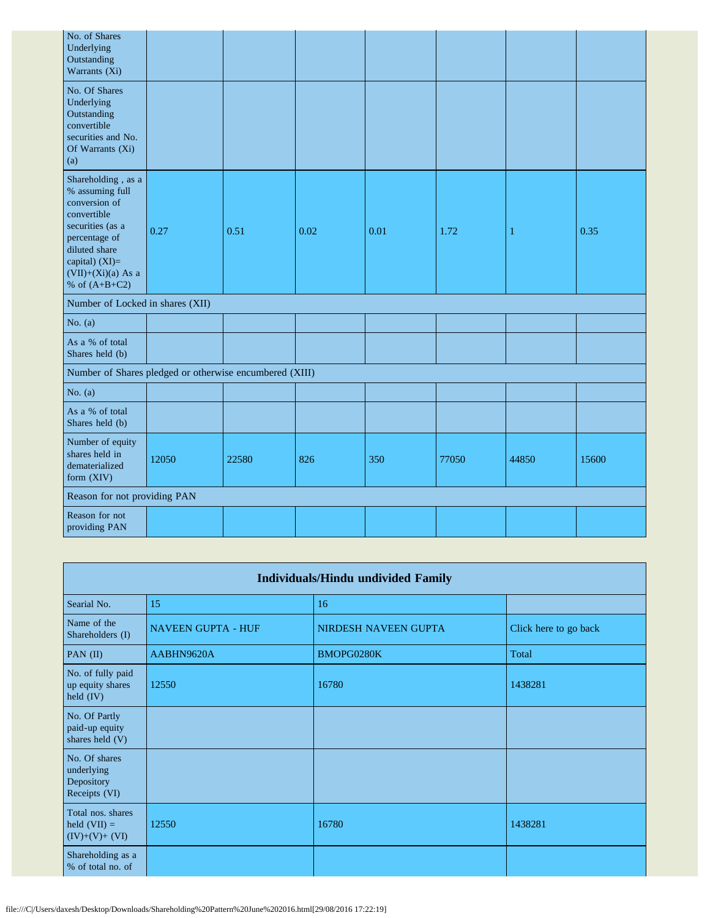| | | | | | | | |
|---|---|---|---|---|---|---|---|
| No. of Shares Underlying Outstanding Warrants (Xi) | | | | | | | |
| No. Of Shares Underlying Outstanding convertible securities and No. Of Warrants (Xi) (a) | | | | | | | |
| Shareholding , as a % assuming full conversion of convertible securities (as a percentage of diluted share capital) (XI)= (VII)+(Xi)(a) As a % of (A+B+C2) | 0.27 | 0.51 | 0.02 | 0.01 | 1.72 | 1 | 0.35 |
| Number of Locked in shares (XII) | | | | | | | |
| No. (a) | | | | | | | |
| As a % of total Shares held (b) | | | | | | | |
| Number of Shares pledged or otherwise encumbered (XIII) | | | | | | | |
| No. (a) | | | | | | | |
| As a % of total Shares held (b) | | | | | | | |
| Number of equity shares held in dematerialized form (XIV) | 12050 | 22580 | 826 | 350 | 77050 | 44850 | 15600 |
| Reason for not providing PAN | | | | | | | |
| Reason for not providing PAN | | | | | | | |

| Individuals/Hindu undivided Family | | | |
|---|---|---|---|
| Searial No. | 15 | 16 | |
| Name of the Shareholders (I) | NAVEEN GUPTA - HUF | NIRDESH NAVEEN GUPTA | Click here to go back |
| PAN (II) | AABHN9620A | BMOPG0280K | Total |
| No. of fully paid up equity shares held (IV) | 12550 | 16780 | 1438281 |
| No. Of Partly paid-up equity shares held (V) | | | |
| No. Of shares underlying Depository Receipts (VI) | | | |
| Total nos. shares held (VII) = (IV)+(V)+ (VI) | 12550 | 16780 | 1438281 |
| Shareholding as a % of total no. of | | | |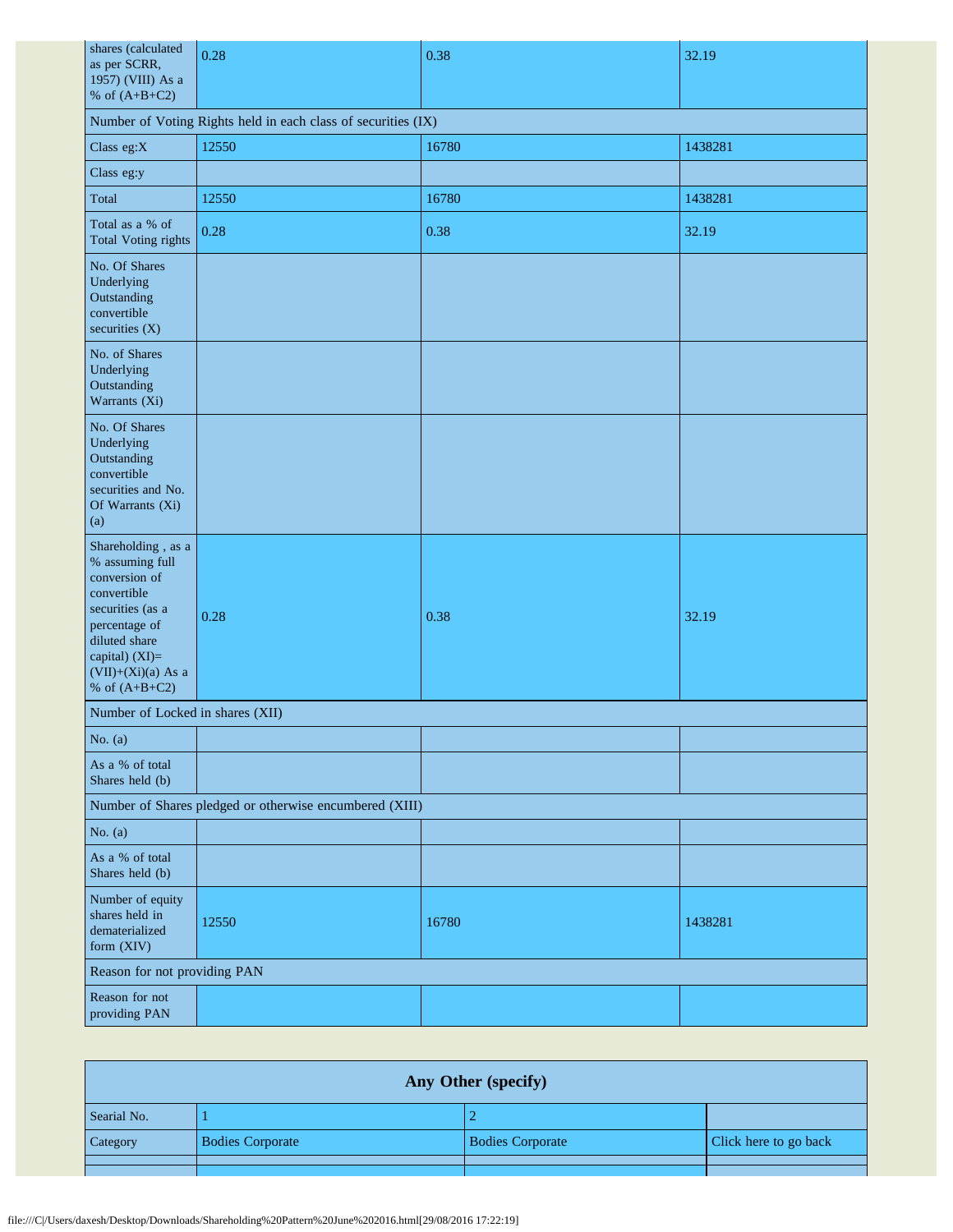| | | | |
|---|---|---|---|
| shares (calculated as per SCRR, 1957) (VIII) As a % of (A+B+C2) | 0.28 | 0.38 | 32.19 |
| Number of Voting Rights held in each class of securities (IX) | | | |
| Class eg:X | 12550 | 16780 | 1438281 |
| Class eg:y | | | |
| Total | 12550 | 16780 | 1438281 |
| Total as a % of Total Voting rights | 0.28 | 0.38 | 32.19 |
| No. Of Shares Underlying Outstanding convertible securities (X) | | | |
| No. of Shares Underlying Outstanding Warrants (Xi) | | | |
| No. Of Shares Underlying Outstanding convertible securities and No. Of Warrants (Xi) (a) | | | |
| Shareholding , as a % assuming full conversion of convertible securities (as a percentage of diluted share capital) (XI)= (VII)+(Xi)(a) As a % of (A+B+C2) | 0.28 | 0.38 | 32.19 |
| Number of Locked in shares (XII) | | | |
| No. (a) | | | |
| As a % of total Shares held (b) | | | |
| Number of Shares pledged or otherwise encumbered (XIII) | | | |
| No. (a) | | | |
| As a % of total Shares held (b) | | | |
| Number of equity shares held in dematerialized form (XIV) | 12550 | 16780 | 1438281 |
| Reason for not providing PAN | | | |
| Reason for not providing PAN | | | |

| Any Other (specify) | | | |
|---|---|---|---|
| Searial No. | 1 | 2 | |
| Category | Bodies Corporate | Bodies Corporate | Click here to go back |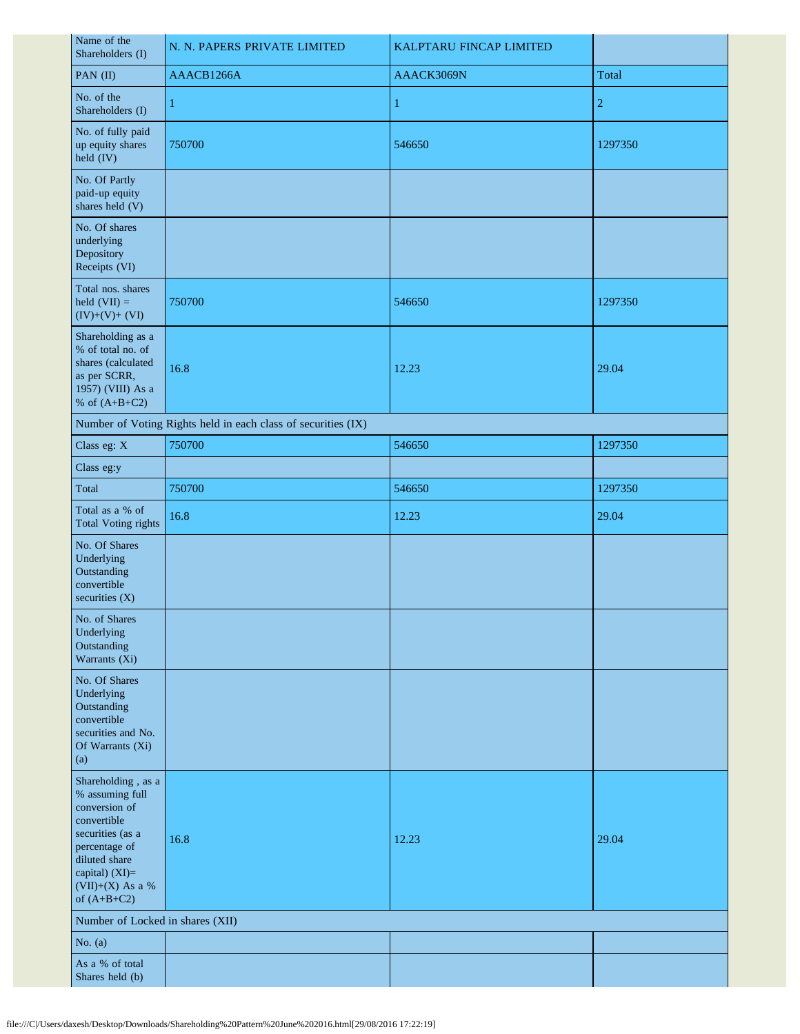| Name of the Shareholders (I) | N. N. PAPERS PRIVATE LIMITED | KALPTARU FINCAP LIMITED | |
|---|---|---|---|
| PAN (II) | AAACB1266A | AAACK3069N | Total |
| No. of the Shareholders (I) | 1 | 1 | 2 |
| No. of fully paid up equity shares held (IV) | 750700 | 546650 | 1297350 |
| No. Of Partly paid-up equity shares held (V) | | | |
| No. Of shares underlying Depository Receipts (VI) | | | |
| Total nos. shares held (VII) = (IV)+(V)+ (VI) | 750700 | 546650 | 1297350 |
| Shareholding as a % of total no. of shares (calculated as per SCRR, 1957) (VIII) As a % of (A+B+C2) | 16.8 | 12.23 | 29.04 |
| Number of Voting Rights held in each class of securities (IX) | | | |
| Class eg: X | 750700 | 546650 | 1297350 |
| Class eg:y | | | |
| Total | 750700 | 546650 | 1297350 |
| Total as a % of Total Voting rights | 16.8 | 12.23 | 29.04 |
| No. Of Shares Underlying Outstanding convertible securities (X) | | | |
| No. of Shares Underlying Outstanding Warrants (Xi) | | | |
| No. Of Shares Underlying Outstanding convertible securities and No. Of Warrants (Xi) (a) | | | |
| Shareholding , as a % assuming full conversion of convertible securities (as a percentage of diluted share capital) (XI)= (VII)+(X) As a % of (A+B+C2) | 16.8 | 12.23 | 29.04 |
| Number of Locked in shares (XII) | | | |
| No. (a) | | | |
| As a % of total Shares held (b) | | | |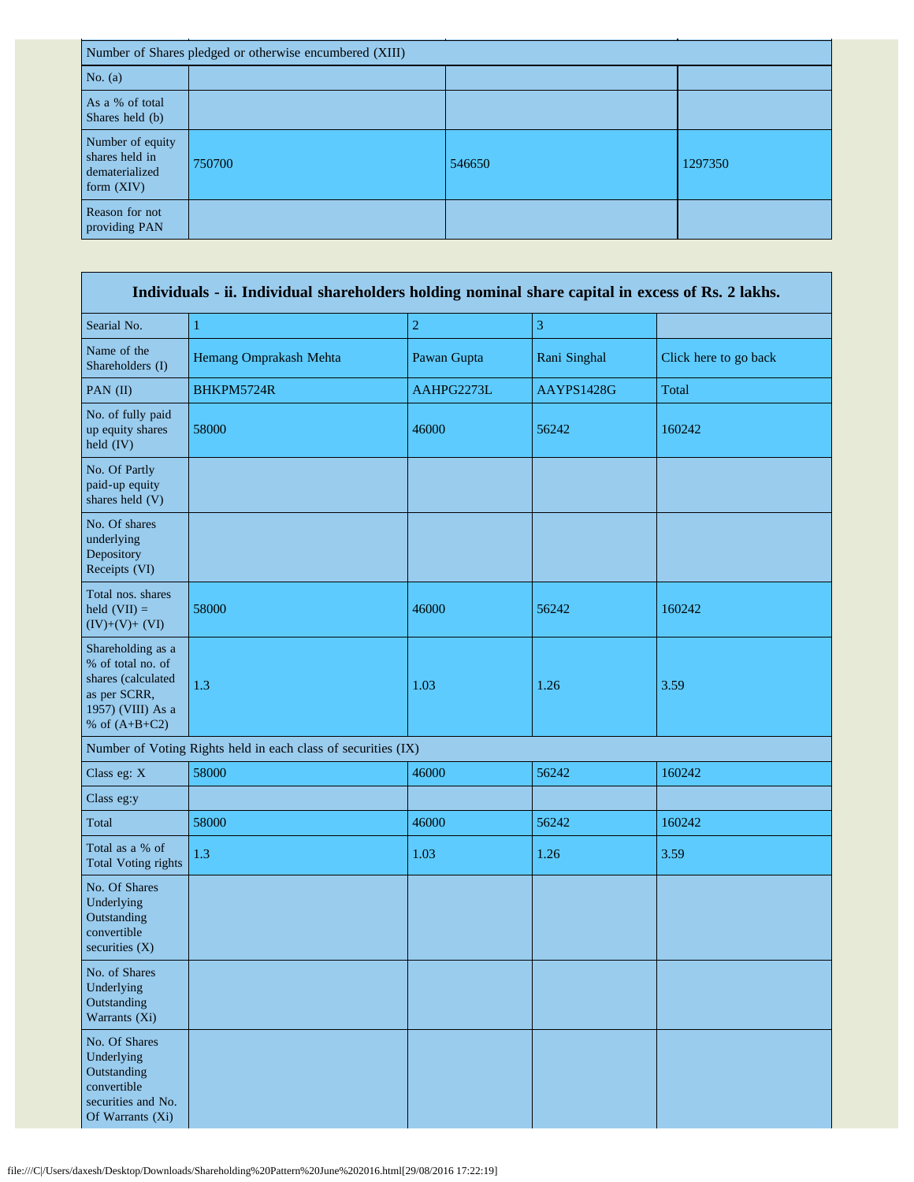| Number of Shares pledged or otherwise encumbered (XIII) | | | |
|---|---|---|---|
| No. (a) | | | |
| As a % of total Shares held (b) | | | |
| Number of equity shares held in dematerialized form (XIV) | 750700 | 546650 | 1297350 |
| Reason for not providing PAN | | | |

| Individuals - ii. Individual shareholders holding nominal share capital in excess of Rs. 2 lakhs. | | | | |
|---|---|---|---|---|
| Searial No. | 1 | 2 | 3 | |
| Name of the Shareholders (I) | Hemang Omprakash Mehta | Pawan Gupta | Rani Singhal | Click here to go back |
| PAN (II) | BHKPM5724R | AAHPG2273L | AAYPS1428G | Total |
| No. of fully paid up equity shares held (IV) | 58000 | 46000 | 56242 | 160242 |
| No. Of Partly paid-up equity shares held (V) | | | | |
| No. Of shares underlying Depository Receipts (VI) | | | | |
| Total nos. shares held (VII) = (IV)+(V)+ (VI) | 58000 | 46000 | 56242 | 160242 |
| Shareholding as a % of total no. of shares (calculated as per SCRR, 1957) (VIII) As a % of (A+B+C2) | 1.3 | 1.03 | 1.26 | 3.59 |
| Number of Voting Rights held in each class of securities (IX) | | | | |
| Class eg: X | 58000 | 46000 | 56242 | 160242 |
| Class eg:y | | | | |
| Total | 58000 | 46000 | 56242 | 160242 |
| Total as a % of Total Voting rights | 1.3 | 1.03 | 1.26 | 3.59 |
| No. Of Shares Underlying Outstanding convertible securities (X) | | | | |
| No. of Shares Underlying Outstanding Warrants (Xi) | | | | |
| No. Of Shares Underlying Outstanding convertible securities and No. Of Warrants (Xi) | | | | |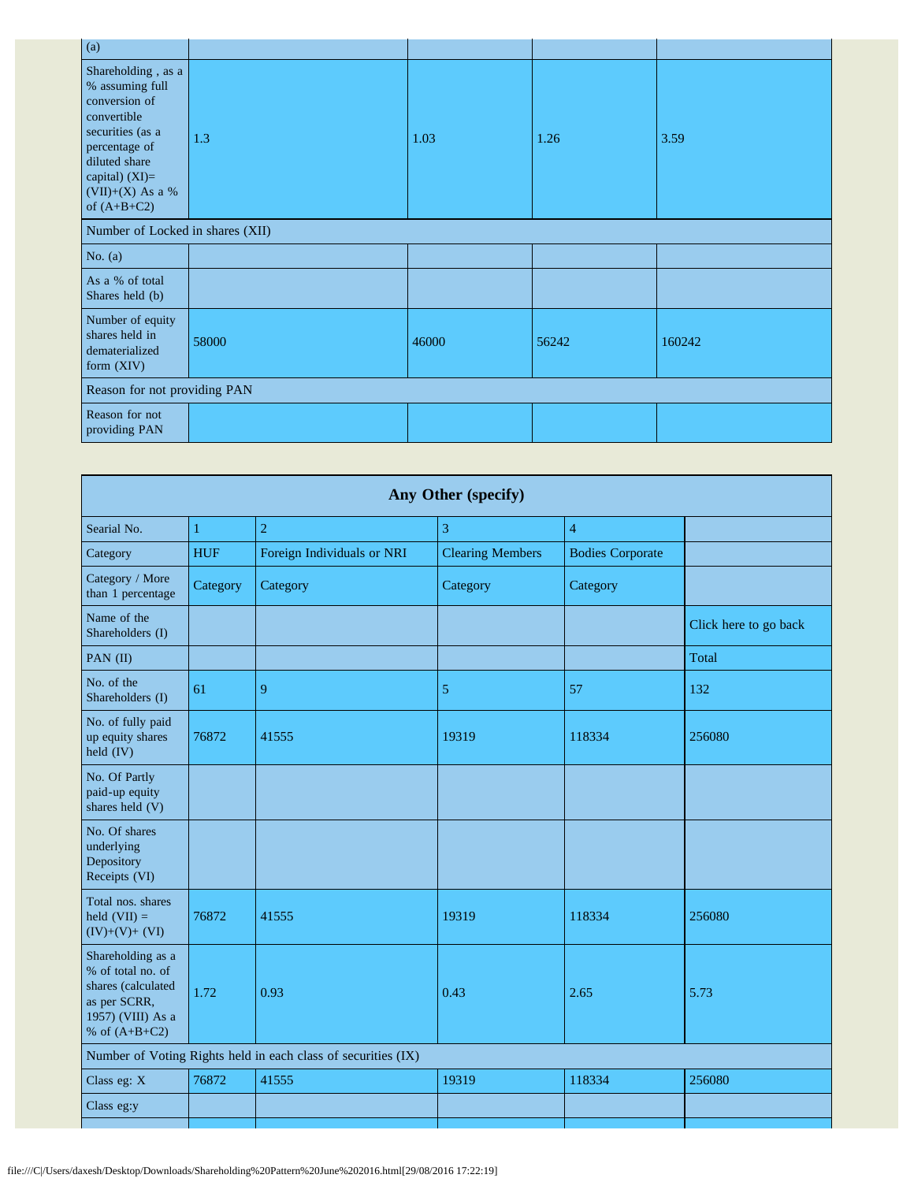| (a) | | | | |
|---|---|---|---|---|
| Shareholding , as a % assuming full conversion of convertible securities (as a percentage of diluted share capital) (XI)= (VII)+(X) As a % of (A+B+C2) | 1.3 | 1.03 | 1.26 | 3.59 |
| Number of Locked in shares (XII) | | | | |
| No. (a) | | | | |
| As a % of total Shares held (b) | | | | |
| Number of equity shares held in dematerialized form (XIV) | 58000 | 46000 | 56242 | 160242 |
| Reason for not providing PAN | | | | |
| Reason for not providing PAN | | | | |

| Any Other (specify) | | | | | |
|---|---|---|---|---|---|
| Searial No. | 1 | 2 | 3 | 4 | |
| Category | HUF | Foreign Individuals or NRI | Clearing Members | Bodies Corporate | |
| Category / More than 1 percentage | Category | Category | Category | Category | |
| Name of the Shareholders (I) | | | | | Click here to go back |
| PAN (II) | | | | | Total |
| No. of the Shareholders (I) | 61 | 9 | 5 | 57 | 132 |
| No. of fully paid up equity shares held (IV) | 76872 | 41555 | 19319 | 118334 | 256080 |
| No. Of Partly paid-up equity shares held (V) | | | | | |
| No. Of shares underlying Depository Receipts (VI) | | | | | |
| Total nos. shares held (VII) = (IV)+(V)+ (VI) | 76872 | 41555 | 19319 | 118334 | 256080 |
| Shareholding as a % of total no. of shares (calculated as per SCRR, 1957) (VIII) As a % of (A+B+C2) | 1.72 | 0.93 | 0.43 | 2.65 | 5.73 |
| Number of Voting Rights held in each class of securities (IX) | | | | | |
| Class eg: X | 76872 | 41555 | 19319 | 118334 | 256080 |
| Class eg:y | | | | | |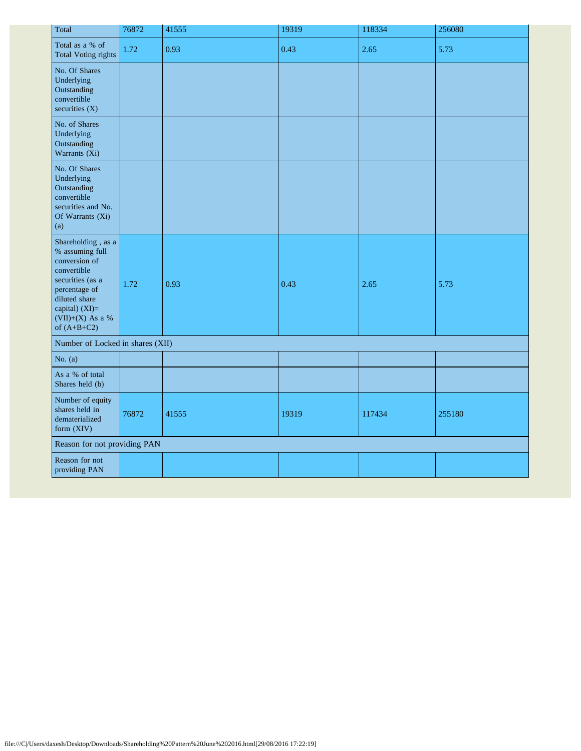| | | | | | |
|---|---|---|---|---|---|
| Total | 76872 | 41555 | 19319 | 118334 | 256080 |
| Total as a % of Total Voting rights | 1.72 | 0.93 | 0.43 | 2.65 | 5.73 |
| No. Of Shares Underlying Outstanding convertible securities (X) | | | | | |
| No. of Shares Underlying Outstanding Warrants (Xi) | | | | | |
| No. Of Shares Underlying Outstanding convertible securities and No. Of Warrants (Xi) (a) | | | | | |
| Shareholding , as a % assuming full conversion of convertible securities (as a percentage of diluted share capital) (XI)= (VII)+(X) As a % of (A+B+C2) | 1.72 | 0.93 | 0.43 | 2.65 | 5.73 |
| Number of Locked in shares (XII) | | | | | |
| No. (a) | | | | | |
| As a % of total Shares held (b) | | | | | |
| Number of equity shares held in dematerialized form (XIV) | 76872 | 41555 | 19319 | 117434 | 255180 |
| Reason for not providing PAN | | | | | |
| Reason for not providing PAN | | | | | |